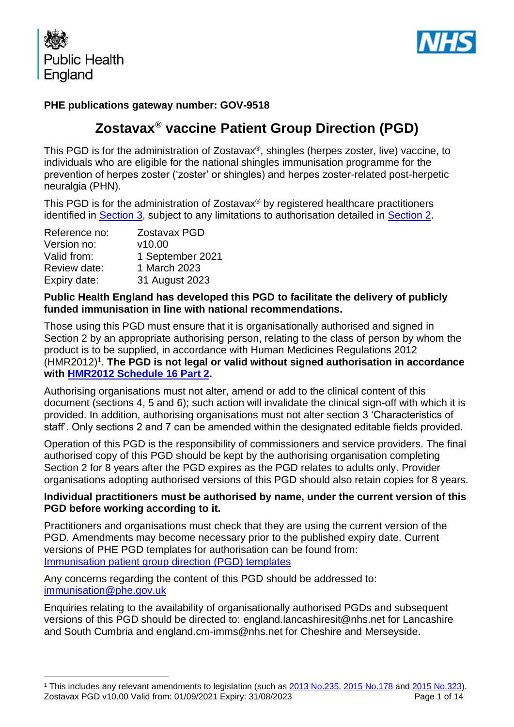Public Health England

**PHE publications gateway number: GOV-9518**

# Zostavax® vaccine Patient Group Direction (PGD)

This PGD is for the administration of Zostavax®, shingles (herpes zoster, live) vaccine, to individuals who are eligible for the national shingles immunisation programme for the prevention of herpes zoster ('zoster' or shingles) and herpes zoster-related post-herpetic neuralgia (PHN).

This PGD is for the administration of Zostavax® by registered healthcare practitioners identified in Section 3, subject to any limitations to authorisation detailed in Section 2.

| | |
|---|---|
| Reference no: | Zostavax PGD |
| Version no: | v10.00 |
| Valid from: | 1 September 2021 |
| Review date: | 1 March 2023 |
| Expiry date: | 31 August 2023 |

**Public Health England has developed this PGD to facilitate the delivery of publicly funded immunisation in line with national recommendations.**

Those using this PGD must ensure that it is organisationally authorised and signed in Section 2 by an appropriate authorising person, relating to the class of person by whom the product is to be supplied, in accordance with Human Medicines Regulations 2012 (HMR2012)[1]. **The PGD is not legal or valid without signed authorisation in accordance with HMR2012 Schedule 16 Part 2.**

Authorising organisations must not alter, amend or add to the clinical content of this document (sections 4, 5 and 6); such action will invalidate the clinical sign-off with which it is provided. In addition, authorising organisations must not alter section 3 'Characteristics of staff'. Only sections 2 and 7 can be amended within the designated editable fields provided.

Operation of this PGD is the responsibility of commissioners and service providers. The final authorised copy of this PGD should be kept by the authorising organisation completing Section 2 for 8 years after the PGD expires as the PGD relates to adults only. Provider organisations adopting authorised versions of this PGD should also retain copies for 8 years.

**Individual practitioners must be authorised by name, under the current version of this PGD before working according to it.**

Practitioners and organisations must check that they are using the current version of the PGD. Amendments may become necessary prior to the published expiry date. Current versions of PHE PGD templates for authorisation can be found from: Immunisation patient group direction (PGD) templates

Any concerns regarding the content of this PGD should be addressed to: immunisation@phe.gov.uk

Enquiries relating to the availability of organisationally authorised PGDs and subsequent versions of this PGD should be directed to: england.lancashiresit@nhs.net for Lancashire and South Cumbria and england.cm-imms@nhs.net for Cheshire and Merseyside.

[1] This includes any relevant amendments to legislation (such as 2013 No.235, 2015 No.178 and 2015 No.323).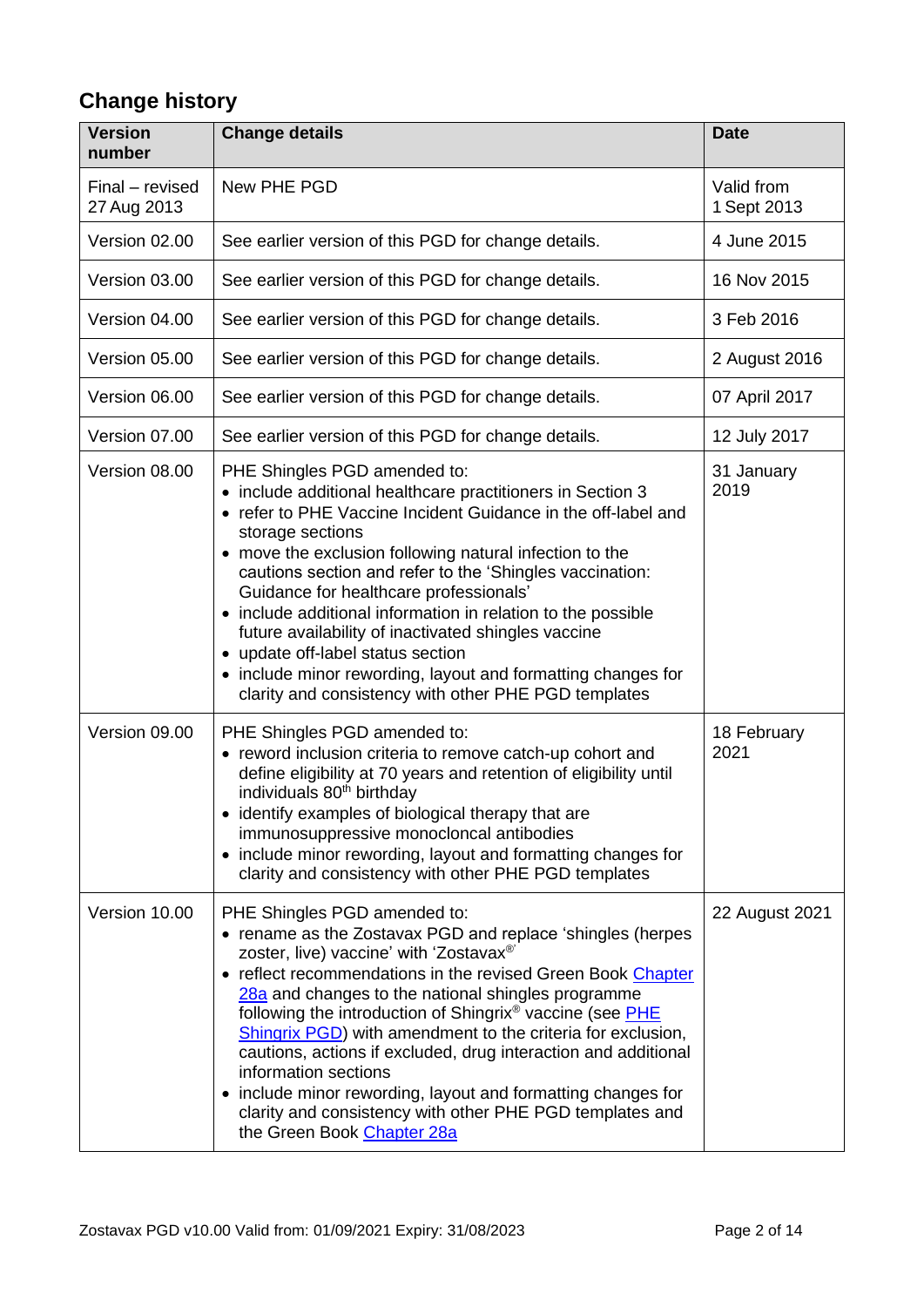## Change history

| Version number | Change details | Date |
|---|---|---|
| Final – revised 27 Aug 2013 | New PHE PGD | Valid from 1 Sept 2013 |
| Version 02.00 | See earlier version of this PGD for change details. | 4 June 2015 |
| Version 03.00 | See earlier version of this PGD for change details. | 16 Nov 2015 |
| Version 04.00 | See earlier version of this PGD for change details. | 3 Feb 2016 |
| Version 05.00 | See earlier version of this PGD for change details. | 2 August 2016 |
| Version 06.00 | See earlier version of this PGD for change details. | 07 April 2017 |
| Version 07.00 | See earlier version of this PGD for change details. | 12 July 2017 |
| Version 08.00 | PHE Shingles PGD amended to:<br>• include additional healthcare practitioners in Section 3<br>• refer to PHE Vaccine Incident Guidance in the off-label and storage sections<br>• move the exclusion following natural infection to the cautions section and refer to the 'Shingles vaccination: Guidance for healthcare professionals'<br>• include additional information in relation to the possible future availability of inactivated shingles vaccine<br>• update off-label status section<br>• include minor rewording, layout and formatting changes for clarity and consistency with other PHE PGD templates | 31 January 2019 |
| Version 09.00 | PHE Shingles PGD amended to:<br>• reword inclusion criteria to remove catch-up cohort and define eligibility at 70 years and retention of eligibility until individuals 80th birthday<br>• identify examples of biological therapy that are immunosuppressive monocloncal antibodies<br>• include minor rewording, layout and formatting changes for clarity and consistency with other PHE PGD templates | 18 February 2021 |
| Version 10.00 | PHE Shingles PGD amended to:<br>• rename as the Zostavax PGD and replace 'shingles (herpes zoster, live) vaccine' with 'Zostavax®'<br>• reflect recommendations in the revised Green Book Chapter 28a and changes to the national shingles programme following the introduction of Shingrix® vaccine (see PHE Shingrix PGD) with amendment to the criteria for exclusion, cautions, actions if excluded, drug interaction and additional information sections<br>• include minor rewording, layout and formatting changes for clarity and consistency with other PHE PGD templates and the Green Book Chapter 28a | 22 August 2021 |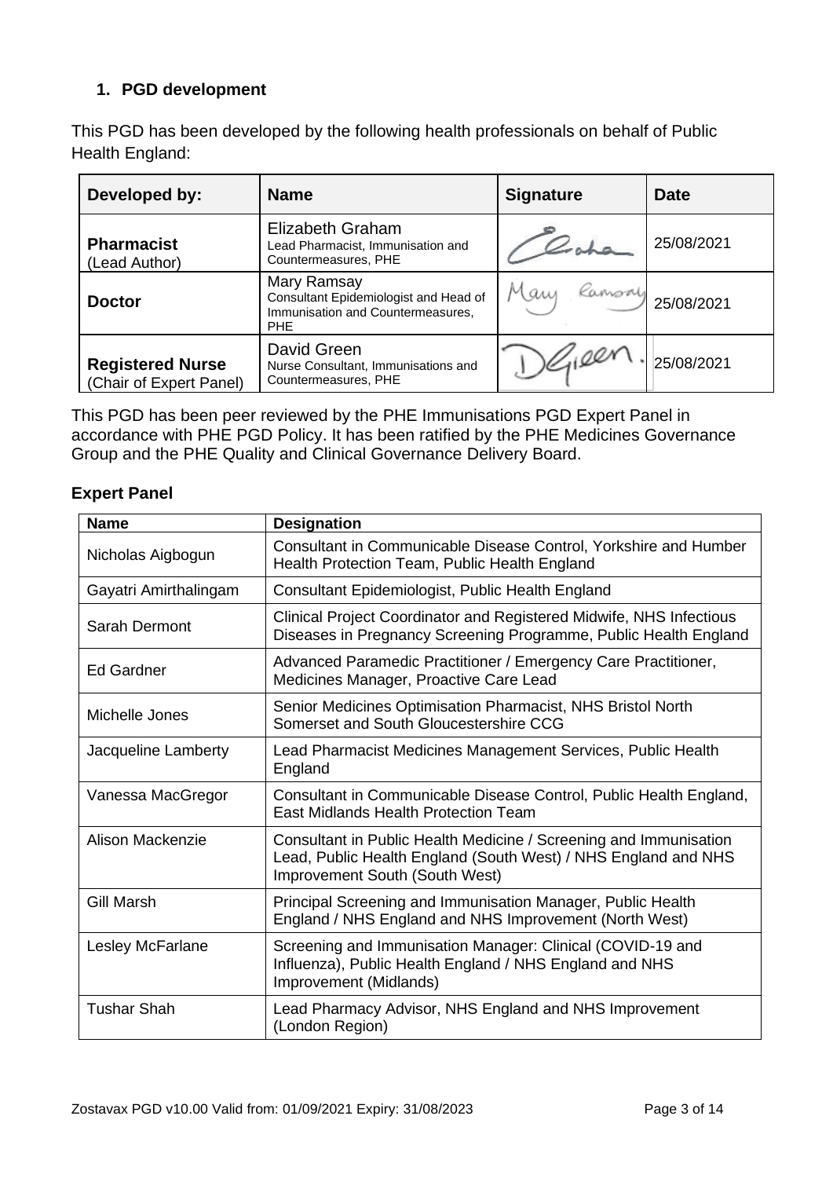## 1. PGD development

This PGD has been developed by the following health professionals on behalf of Public Health England:

| Developed by: | Name | Signature | Date |
|---|---|---|---|
| **Pharmacist** (Lead Author) | Elizabeth Graham<br>Lead Pharmacist, Immunisation and Countermeasures, PHE | | 25/08/2021 |
| **Doctor** | Mary Ramsay<br>Consultant Epidemiologist and Head of Immunisation and Countermeasures, PHE | | 25/08/2021 |
| **Registered Nurse** (Chair of Expert Panel) | David Green<br>Nurse Consultant, Immunisations and Countermeasures, PHE | | 25/08/2021 |

This PGD has been peer reviewed by the PHE Immunisations PGD Expert Panel in accordance with PHE PGD Policy. It has been ratified by the PHE Medicines Governance Group and the PHE Quality and Clinical Governance Delivery Board.

### Expert Panel

| Name | Designation |
|---|---|
| Nicholas Aigbogun | Consultant in Communicable Disease Control, Yorkshire and Humber Health Protection Team, Public Health England |
| Gayatri Amirthalingam | Consultant Epidemiologist, Public Health England |
| Sarah Dermont | Clinical Project Coordinator and Registered Midwife, NHS Infectious Diseases in Pregnancy Screening Programme, Public Health England |
| Ed Gardner | Advanced Paramedic Practitioner / Emergency Care Practitioner, Medicines Manager, Proactive Care Lead |
| Michelle Jones | Senior Medicines Optimisation Pharmacist, NHS Bristol North Somerset and South Gloucestershire CCG |
| Jacqueline Lamberty | Lead Pharmacist Medicines Management Services, Public Health England |
| Vanessa MacGregor | Consultant in Communicable Disease Control, Public Health England, East Midlands Health Protection Team |
| Alison Mackenzie | Consultant in Public Health Medicine / Screening and Immunisation Lead, Public Health England (South West) / NHS England and NHS Improvement South (South West) |
| Gill Marsh | Principal Screening and Immunisation Manager, Public Health England / NHS England and NHS Improvement (North West) |
| Lesley McFarlane | Screening and Immunisation Manager: Clinical (COVID-19 and Influenza), Public Health England / NHS England and NHS Improvement (Midlands) |
| Tushar Shah | Lead Pharmacy Advisor, NHS England and NHS Improvement (London Region) |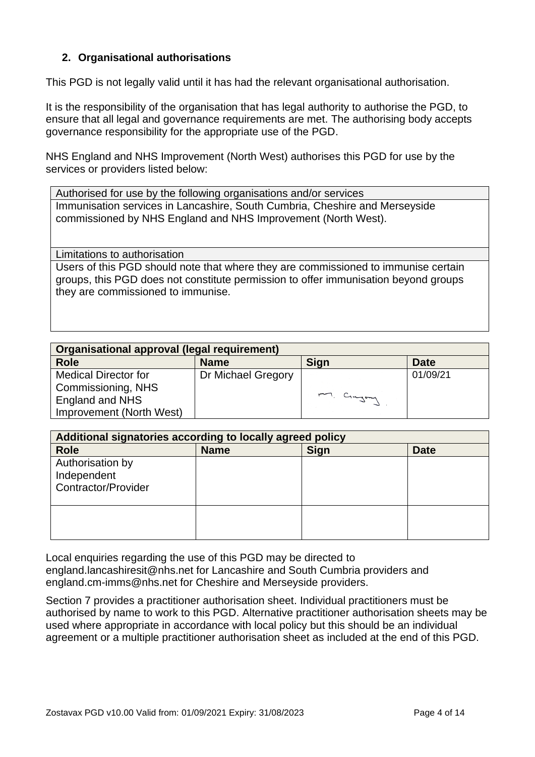## 2. Organisational authorisations

This PGD is not legally valid until it has had the relevant organisational authorisation.

It is the responsibility of the organisation that has legal authority to authorise the PGD, to ensure that all legal and governance requirements are met. The authorising body accepts governance responsibility for the appropriate use of the PGD.

NHS England and NHS Improvement (North West) authorises this PGD for use by the services or providers listed below:

| Authorised for use by the following organisations and/or services |
|---|
| Immunisation services in Lancashire, South Cumbria, Cheshire and Merseyside commissioned by NHS England and NHS Improvement (North West). |
| Limitations to authorisation |
| Users of this PGD should note that where they are commissioned to immunise certain groups, this PGD does not constitute permission to offer immunisation beyond groups they are commissioned to immunise. |

| **Organisational approval (legal requirement)** | | | |
|---|---|---|---|
| **Role** | **Name** | **Sign** | **Date** |
| Medical Director for Commissioning, NHS England and NHS Improvement (North West) | Dr Michael Gregory | M. Gregory | 01/09/21 |

| **Additional signatories according to locally agreed policy** | | | |
|---|---|---|---|
| **Role** | **Name** | **Sign** | **Date** |
| Authorisation by Independent Contractor/Provider | | | |
| | | | |

Local enquiries regarding the use of this PGD may be directed to england.lancashiresit@nhs.net for Lancashire and South Cumbria providers and england.cm-imms@nhs.net for Cheshire and Merseyside providers.

Section 7 provides a practitioner authorisation sheet. Individual practitioners must be authorised by name to work to this PGD. Alternative practitioner authorisation sheets may be used where appropriate in accordance with local policy but this should be an individual agreement or a multiple practitioner authorisation sheet as included at the end of this PGD.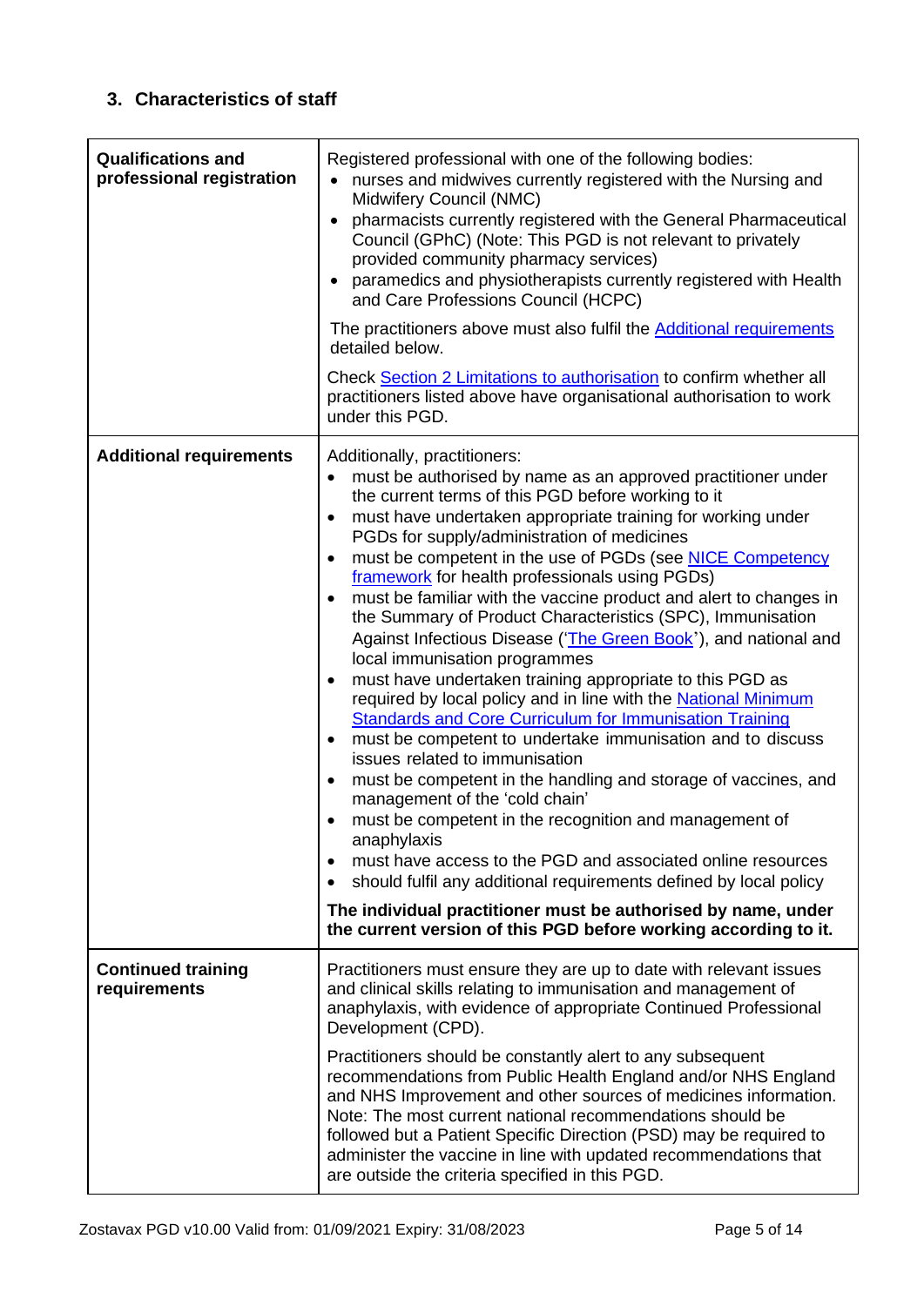## 3. Characteristics of staff

| | |
|---|---|
| **Qualifications and professional registration** | Registered professional with one of the following bodies:<br>• nurses and midwives currently registered with the Nursing and Midwifery Council (NMC)<br>• pharmacists currently registered with the General Pharmaceutical Council (GPhC) (Note: This PGD is not relevant to privately provided community pharmacy services)<br>• paramedics and physiotherapists currently registered with Health and Care Professions Council (HCPC)<br><br>The practitioners above must also fulfil the Additional requirements detailed below.<br><br>Check Section 2 Limitations to authorisation to confirm whether all practitioners listed above have organisational authorisation to work under this PGD. |
| **Additional requirements** | Additionally, practitioners:<br>• must be authorised by name as an approved practitioner under the current terms of this PGD before working to it<br>• must have undertaken appropriate training for working under PGDs for supply/administration of medicines<br>• must be competent in the use of PGDs (see NICE Competency framework for health professionals using PGDs)<br>• must be familiar with the vaccine product and alert to changes in the Summary of Product Characteristics (SPC), Immunisation Against Infectious Disease ('The Green Book'), and national and local immunisation programmes<br>• must have undertaken training appropriate to this PGD as required by local policy and in line with the National Minimum Standards and Core Curriculum for Immunisation Training<br>• must be competent to undertake immunisation and to discuss issues related to immunisation<br>• must be competent in the handling and storage of vaccines, and management of the 'cold chain'<br>• must be competent in the recognition and management of anaphylaxis<br>• must have access to the PGD and associated online resources<br>• should fulfil any additional requirements defined by local policy<br><br>**The individual practitioner must be authorised by name, under the current version of this PGD before working according to it.** |
| **Continued training requirements** | Practitioners must ensure they are up to date with relevant issues and clinical skills relating to immunisation and management of anaphylaxis, with evidence of appropriate Continued Professional Development (CPD).<br><br>Practitioners should be constantly alert to any subsequent recommendations from Public Health England and/or NHS England and NHS Improvement and other sources of medicines information. Note: The most current national recommendations should be followed but a Patient Specific Direction (PSD) may be required to administer the vaccine in line with updated recommendations that are outside the criteria specified in this PGD. |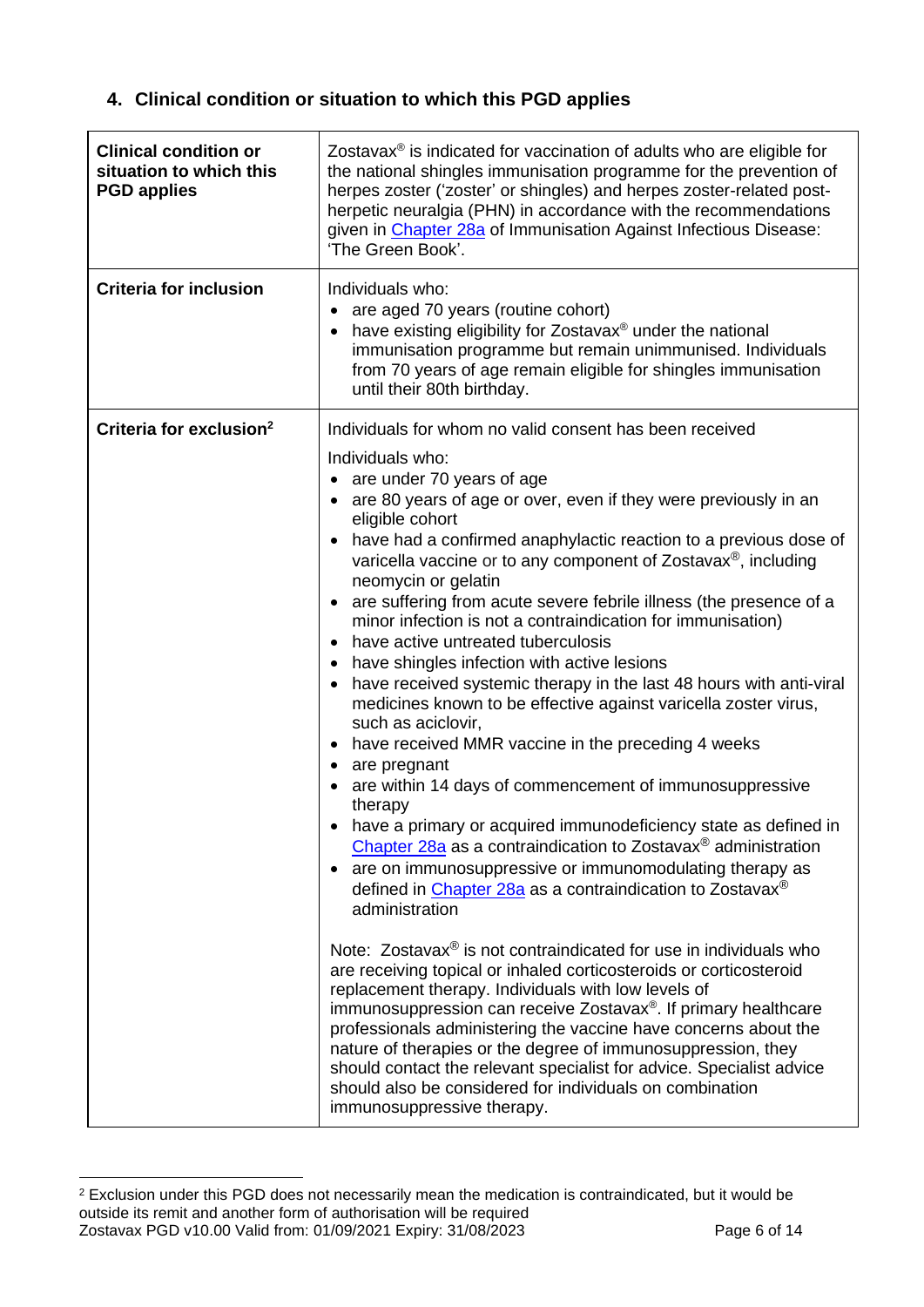## 4. Clinical condition or situation to which this PGD applies

| | |
|---|---|
| **Clinical condition or situation to which this PGD applies** | Zostavax® is indicated for vaccination of adults who are eligible for the national shingles immunisation programme for the prevention of herpes zoster ('zoster' or shingles) and herpes zoster-related post-herpetic neuralgia (PHN) in accordance with the recommendations given in Chapter 28a of Immunisation Against Infectious Disease: 'The Green Book'. |
| **Criteria for inclusion** | Individuals who:<br>• are aged 70 years (routine cohort)<br>• have existing eligibility for Zostavax® under the national immunisation programme but remain unimmunised. Individuals from 70 years of age remain eligible for shingles immunisation until their 80th birthday. |
| **Criteria for exclusion**[2] | Individuals for whom no valid consent has been received<br><br>Individuals who:<br>• are under 70 years of age<br>• are 80 years of age or over, even if they were previously in an eligible cohort<br>• have had a confirmed anaphylactic reaction to a previous dose of varicella vaccine or to any component of Zostavax®, including neomycin or gelatin<br>• are suffering from acute severe febrile illness (the presence of a minor infection is not a contraindication for immunisation)<br>• have active untreated tuberculosis<br>• have shingles infection with active lesions<br>• have received systemic therapy in the last 48 hours with anti-viral medicines known to be effective against varicella zoster virus, such as aciclovir,<br>• have received MMR vaccine in the preceding 4 weeks<br>• are pregnant<br>• are within 14 days of commencement of immunosuppressive therapy<br>• have a primary or acquired immunodeficiency state as defined in Chapter 28a as a contraindication to Zostavax® administration<br>• are on immunosuppressive or immunomodulating therapy as defined in Chapter 28a as a contraindication to Zostavax® administration<br><br>Note: Zostavax® is not contraindicated for use in individuals who are receiving topical or inhaled corticosteroids or corticosteroid replacement therapy. Individuals with low levels of immunosuppression can receive Zostavax®. If primary healthcare professionals administering the vaccine have concerns about the nature of therapies or the degree of immunosuppression, they should contact the relevant specialist for advice. Specialist advice should also be considered for individuals on combination immunosuppressive therapy. |

[2] Exclusion under this PGD does not necessarily mean the medication is contraindicated, but it would be outside its remit and another form of authorisation will be required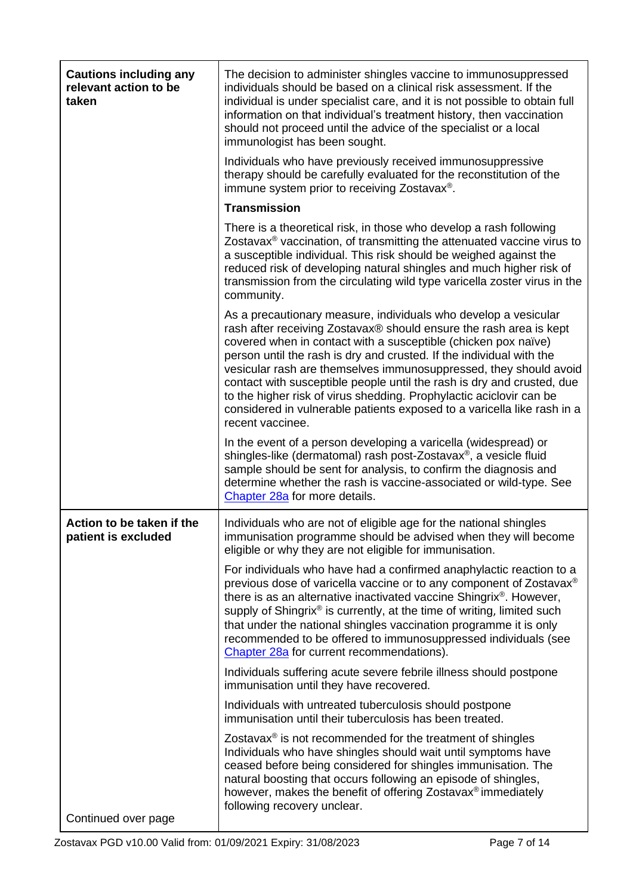| | |
|---|---|
| **Cautions including any relevant action to be taken** | The decision to administer shingles vaccine to immunosuppressed individuals should be based on a clinical risk assessment. If the individual is under specialist care, and it is not possible to obtain full information on that individual's treatment history, then vaccination should not proceed until the advice of the specialist or a local immunologist has been sought.<br><br>Individuals who have previously received immunosuppressive therapy should be carefully evaluated for the reconstitution of the immune system prior to receiving Zostavax®.<br><br>**Transmission**<br><br>There is a theoretical risk, in those who develop a rash following Zostavax® vaccination, of transmitting the attenuated vaccine virus to a susceptible individual. This risk should be weighed against the reduced risk of developing natural shingles and much higher risk of transmission from the circulating wild type varicella zoster virus in the community.<br><br>As a precautionary measure, individuals who develop a vesicular rash after receiving Zostavax® should ensure the rash area is kept covered when in contact with a susceptible (chicken pox naïve) person until the rash is dry and crusted. If the individual with the vesicular rash are themselves immunosuppressed, they should avoid contact with susceptible people until the rash is dry and crusted, due to the higher risk of virus shedding. Prophylactic aciclovir can be considered in vulnerable patients exposed to a varicella like rash in a recent vaccinee.<br><br>In the event of a person developing a varicella (widespread) or shingles-like (dermatomal) rash post-Zostavax®, a vesicle fluid sample should be sent for analysis, to confirm the diagnosis and determine whether the rash is vaccine-associated or wild-type. See Chapter 28a for more details. |
| **Action to be taken if the patient is excluded**<br><br>Continued over page | Individuals who are not of eligible age for the national shingles immunisation programme should be advised when they will become eligible or why they are not eligible for immunisation.<br><br>For individuals who have had a confirmed anaphylactic reaction to a previous dose of varicella vaccine or to any component of Zostavax® there is as an alternative inactivated vaccine Shingrix®. However, supply of Shingrix® is currently, at the time of writing, limited such that under the national shingles vaccination programme it is only recommended to be offered to immunosuppressed individuals (see Chapter 28a for current recommendations).<br><br>Individuals suffering acute severe febrile illness should postpone immunisation until they have recovered.<br><br>Individuals with untreated tuberculosis should postpone immunisation until their tuberculosis has been treated.<br><br>Zostavax® is not recommended for the treatment of shingles Individuals who have shingles should wait until symptoms have ceased before being considered for shingles immunisation. The natural boosting that occurs following an episode of shingles, however, makes the benefit of offering Zostavax® immediately following recovery unclear. |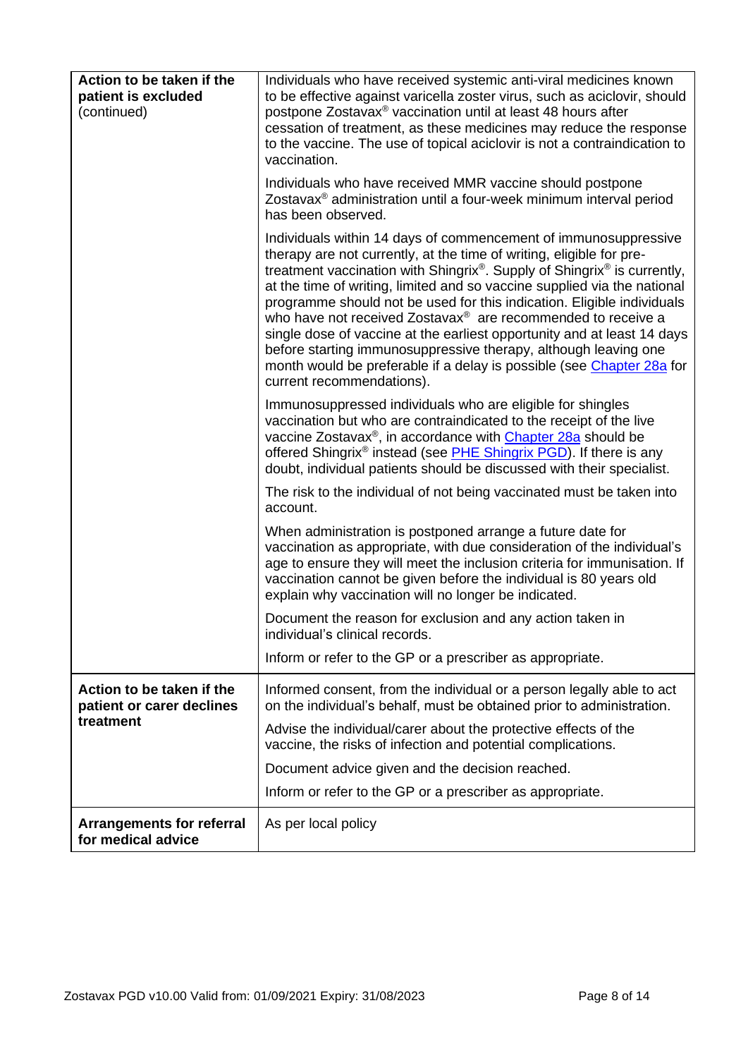| | |
|---|---|
| **Action to be taken if the patient is excluded** (continued) | Individuals who have received systemic anti-viral medicines known to be effective against varicella zoster virus, such as aciclovir, should postpone Zostavax® vaccination until at least 48 hours after cessation of treatment, as these medicines may reduce the response to the vaccine. The use of topical aciclovir is not a contraindication to vaccination.<br><br>Individuals who have received MMR vaccine should postpone Zostavax® administration until a four-week minimum interval period has been observed.<br><br>Individuals within 14 days of commencement of immunosuppressive therapy are not currently, at the time of writing, eligible for pre-treatment vaccination with Shingrix®. Supply of Shingrix® is currently, at the time of writing, limited and so vaccine supplied via the national programme should not be used for this indication. Eligible individuals who have not received Zostavax® are recommended to receive a single dose of vaccine at the earliest opportunity and at least 14 days before starting immunosuppressive therapy, although leaving one month would be preferable if a delay is possible (see Chapter 28a for current recommendations).<br><br>Immunosuppressed individuals who are eligible for shingles vaccination but who are contraindicated to the receipt of the live vaccine Zostavax®, in accordance with Chapter 28a should be offered Shingrix® instead (see PHE Shingrix PGD). If there is any doubt, individual patients should be discussed with their specialist.<br><br>The risk to the individual of not being vaccinated must be taken into account.<br><br>When administration is postponed arrange a future date for vaccination as appropriate, with due consideration of the individual's age to ensure they will meet the inclusion criteria for immunisation. If vaccination cannot be given before the individual is 80 years old explain why vaccination will no longer be indicated.<br><br>Document the reason for exclusion and any action taken in individual's clinical records.<br><br>Inform or refer to the GP or a prescriber as appropriate. |
| **Action to be taken if the patient or carer declines treatment** | Informed consent, from the individual or a person legally able to act on the individual's behalf, must be obtained prior to administration.<br><br>Advise the individual/carer about the protective effects of the vaccine, the risks of infection and potential complications.<br><br>Document advice given and the decision reached.<br><br>Inform or refer to the GP or a prescriber as appropriate. |
| **Arrangements for referral for medical advice** | As per local policy |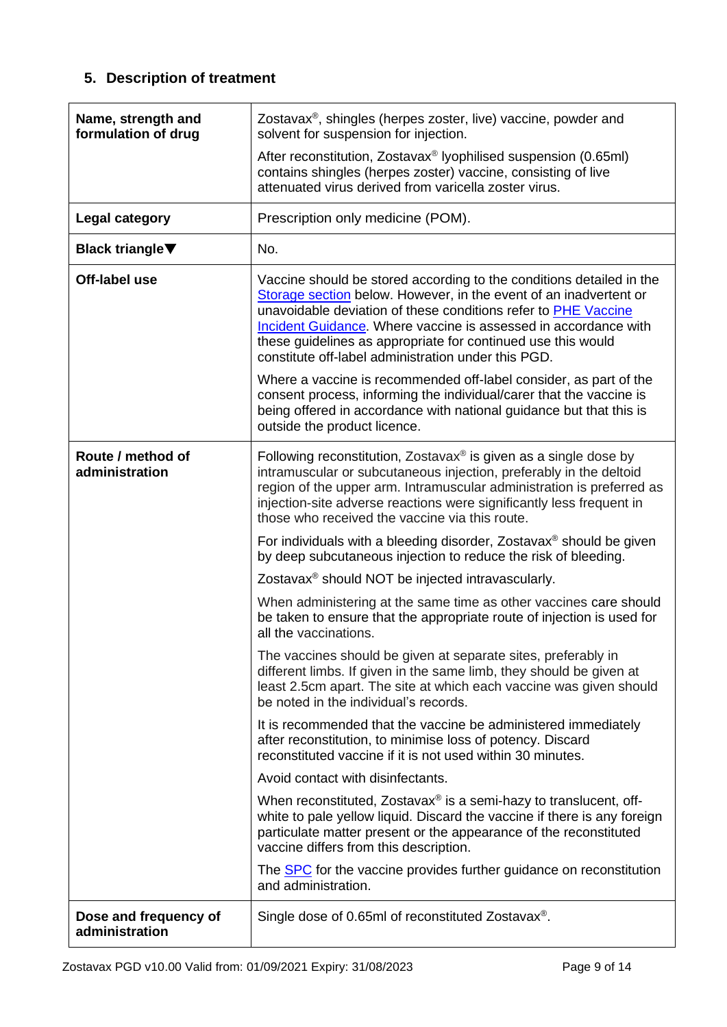## 5. Description of treatment

| | |
|---|---|
| **Name, strength and formulation of drug** | Zostavax®, shingles (herpes zoster, live) vaccine, powder and solvent for suspension for injection.<br><br>After reconstitution, Zostavax® lyophilised suspension (0.65ml) contains shingles (herpes zoster) vaccine, consisting of live attenuated virus derived from varicella zoster virus. |
| **Legal category** | Prescription only medicine (POM). |
| **Black triangle▼** | No. |
| **Off-label use** | Vaccine should be stored according to the conditions detailed in the Storage section below. However, in the event of an inadvertent or unavoidable deviation of these conditions refer to PHE Vaccine Incident Guidance. Where vaccine is assessed in accordance with these guidelines as appropriate for continued use this would constitute off-label administration under this PGD.<br><br>Where a vaccine is recommended off-label consider, as part of the consent process, informing the individual/carer that the vaccine is being offered in accordance with national guidance but that this is outside the product licence. |
| **Route / method of administration** | Following reconstitution, Zostavax® is given as a single dose by intramuscular or subcutaneous injection, preferably in the deltoid region of the upper arm. Intramuscular administration is preferred as injection-site adverse reactions were significantly less frequent in those who received the vaccine via this route.<br><br>For individuals with a bleeding disorder, Zostavax® should be given by deep subcutaneous injection to reduce the risk of bleeding.<br><br>Zostavax® should NOT be injected intravascularly.<br><br>When administering at the same time as other vaccines care should be taken to ensure that the appropriate route of injection is used for all the vaccinations.<br><br>The vaccines should be given at separate sites, preferably in different limbs. If given in the same limb, they should be given at least 2.5cm apart. The site at which each vaccine was given should be noted in the individual's records.<br><br>It is recommended that the vaccine be administered immediately after reconstitution, to minimise loss of potency. Discard reconstituted vaccine if it is not used within 30 minutes.<br><br>Avoid contact with disinfectants.<br><br>When reconstituted, Zostavax® is a semi-hazy to translucent, off-white to pale yellow liquid. Discard the vaccine if there is any foreign particulate matter present or the appearance of the reconstituted vaccine differs from this description.<br><br>The SPC for the vaccine provides further guidance on reconstitution and administration. |
| **Dose and frequency of administration** | Single dose of 0.65ml of reconstituted Zostavax®. |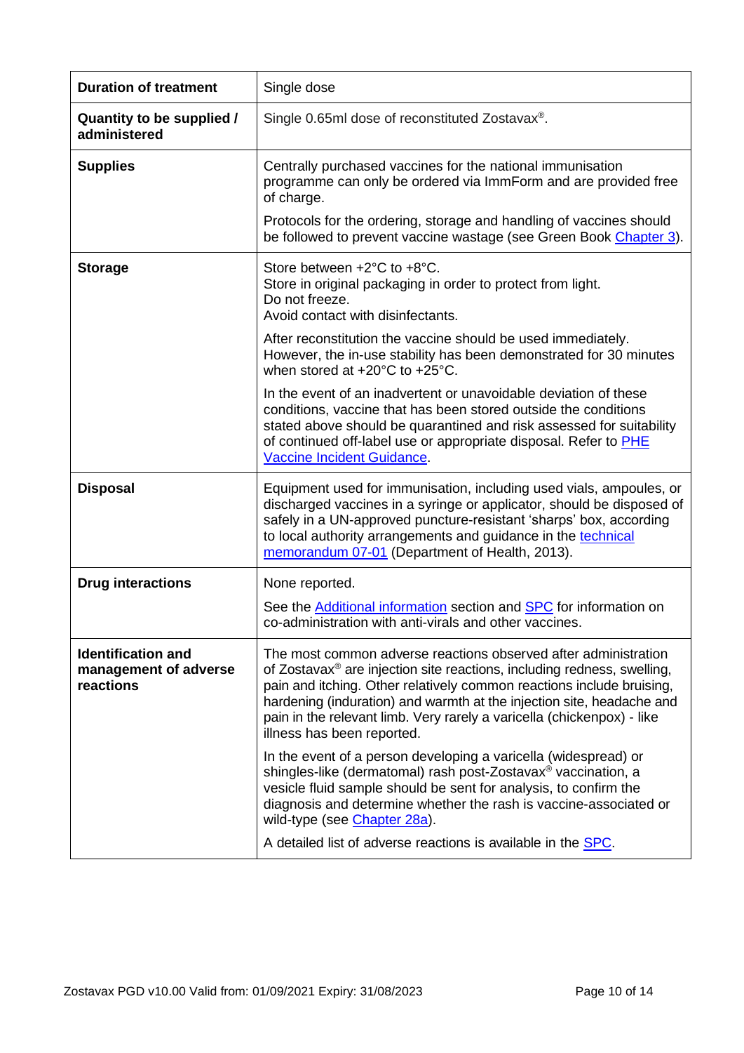| | |
|---|---|
| **Duration of treatment** | Single dose |
| **Quantity to be supplied / administered** | Single 0.65ml dose of reconstituted Zostavax®. |
| **Supplies** | Centrally purchased vaccines for the national immunisation programme can only be ordered via ImmForm and are provided free of charge.<br><br>Protocols for the ordering, storage and handling of vaccines should be followed to prevent vaccine wastage (see Green Book Chapter 3). |
| **Storage** | Store between +2°C to +8°C.<br>Store in original packaging in order to protect from light.<br>Do not freeze.<br>Avoid contact with disinfectants.<br><br>After reconstitution the vaccine should be used immediately. However, the in-use stability has been demonstrated for 30 minutes when stored at +20°C to +25°C.<br><br>In the event of an inadvertent or unavoidable deviation of these conditions, vaccine that has been stored outside the conditions stated above should be quarantined and risk assessed for suitability of continued off-label use or appropriate disposal. Refer to PHE Vaccine Incident Guidance. |
| **Disposal** | Equipment used for immunisation, including used vials, ampoules, or discharged vaccines in a syringe or applicator, should be disposed of safely in a UN-approved puncture-resistant 'sharps' box, according to local authority arrangements and guidance in the technical memorandum 07-01 (Department of Health, 2013). |
| **Drug interactions** | None reported.<br><br>See the Additional information section and SPC for information on co-administration with anti-virals and other vaccines. |
| **Identification and management of adverse reactions** | The most common adverse reactions observed after administration of Zostavax® are injection site reactions, including redness, swelling, pain and itching. Other relatively common reactions include bruising, hardening (induration) and warmth at the injection site, headache and pain in the relevant limb. Very rarely a varicella (chickenpox) - like illness has been reported.<br><br>In the event of a person developing a varicella (widespread) or shingles-like (dermatomal) rash post-Zostavax® vaccination, a vesicle fluid sample should be sent for analysis, to confirm the diagnosis and determine whether the rash is vaccine-associated or wild-type (see Chapter 28a).<br><br>A detailed list of adverse reactions is available in the SPC. |

Zostavax PGD v10.00 Valid from: 01/09/2021 Expiry: 31/08/2023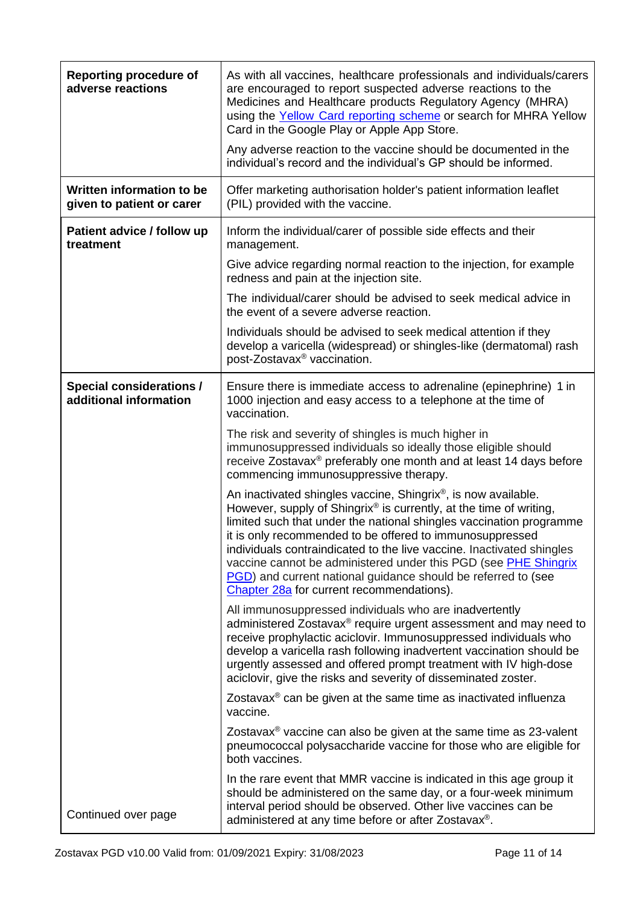| | |
|---|---|
| **Reporting procedure of adverse reactions** | As with all vaccines, healthcare professionals and individuals/carers are encouraged to report suspected adverse reactions to the Medicines and Healthcare products Regulatory Agency (MHRA) using the Yellow Card reporting scheme or search for MHRA Yellow Card in the Google Play or Apple App Store.<br><br>Any adverse reaction to the vaccine should be documented in the individual's record and the individual's GP should be informed. |
| **Written information to be given to patient or carer** | Offer marketing authorisation holder's patient information leaflet (PIL) provided with the vaccine. |
| **Patient advice / follow up treatment** | Inform the individual/carer of possible side effects and their management.<br><br>Give advice regarding normal reaction to the injection, for example redness and pain at the injection site.<br><br>The individual/carer should be advised to seek medical advice in the event of a severe adverse reaction.<br><br>Individuals should be advised to seek medical attention if they develop a varicella (widespread) or shingles-like (dermatomal) rash post-Zostavax® vaccination. |
| **Special considerations / additional information**<br><br>Continued over page | Ensure there is immediate access to adrenaline (epinephrine) 1 in 1000 injection and easy access to a telephone at the time of vaccination.<br><br>The risk and severity of shingles is much higher in immunosuppressed individuals so ideally those eligible should receive Zostavax® preferably one month and at least 14 days before commencing immunosuppressive therapy.<br><br>An inactivated shingles vaccine, Shingrix®, is now available. However, supply of Shingrix® is currently, at the time of writing, limited such that under the national shingles vaccination programme it is only recommended to be offered to immunosuppressed individuals contraindicated to the live vaccine. Inactivated shingles vaccine cannot be administered under this PGD (see PHE Shingrix PGD) and current national guidance should be referred to (see Chapter 28a for current recommendations).<br><br>All immunosuppressed individuals who are inadvertently administered Zostavax® require urgent assessment and may need to receive prophylactic aciclovir. Immunosuppressed individuals who develop a varicella rash following inadvertent vaccination should be urgently assessed and offered prompt treatment with IV high-dose aciclovir, give the risks and severity of disseminated zoster.<br><br>Zostavax® can be given at the same time as inactivated influenza vaccine.<br><br>Zostavax® vaccine can also be given at the same time as 23-valent pneumococcal polysaccharide vaccine for those who are eligible for both vaccines.<br><br>In the rare event that MMR vaccine is indicated in this age group it should be administered on the same day, or a four-week minimum interval period should be observed. Other live vaccines can be administered at any time before or after Zostavax®. |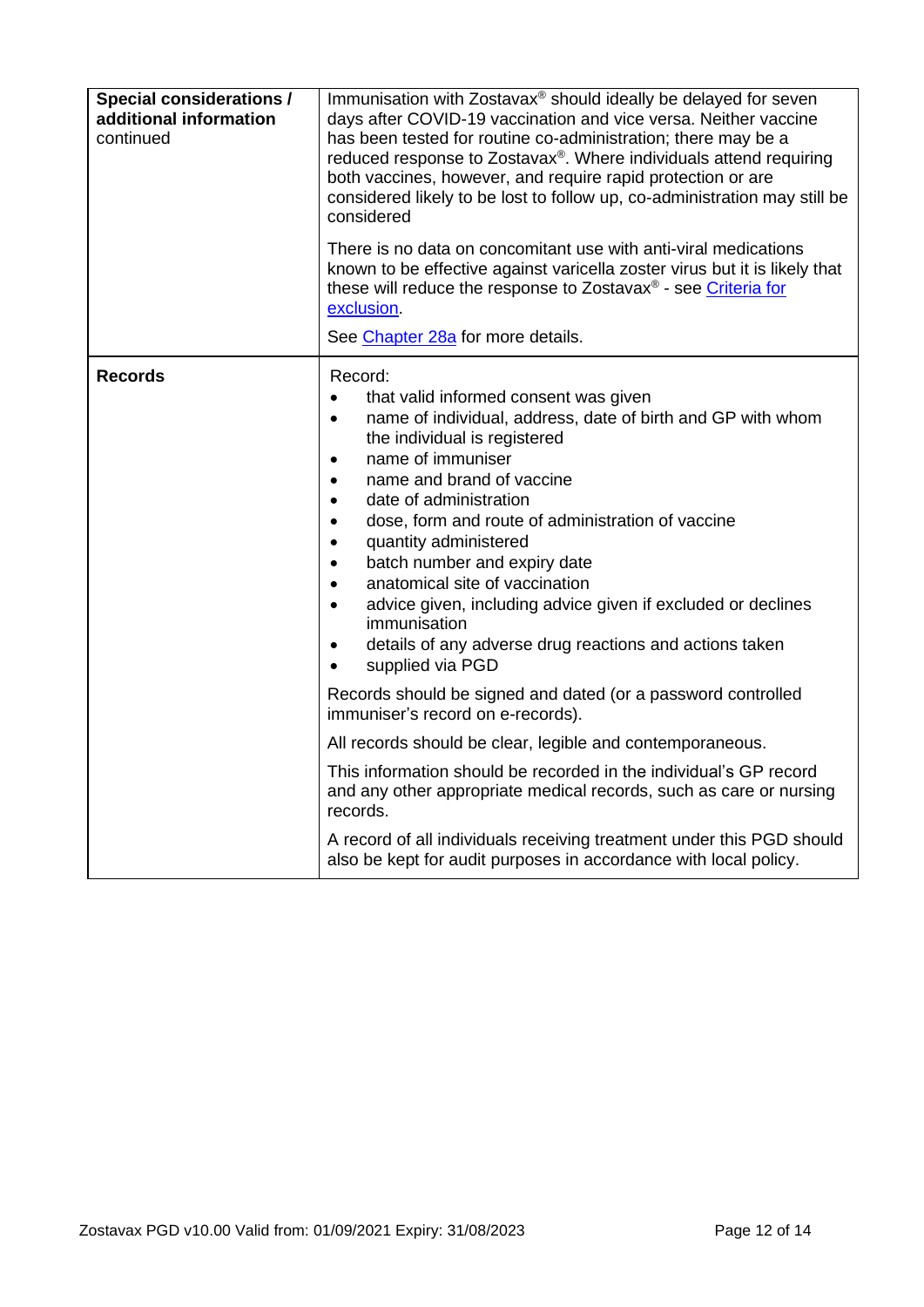| | |
|---|---|
| **Special considerations / additional information** continued | Immunisation with Zostavax® should ideally be delayed for seven days after COVID-19 vaccination and vice versa. Neither vaccine has been tested for routine co-administration; there may be a reduced response to Zostavax®. Where individuals attend requiring both vaccines, however, and require rapid protection or are considered likely to be lost to follow up, co-administration may still be considered<br><br>There is no data on concomitant use with anti-viral medications known to be effective against varicella zoster virus but it is likely that these will reduce the response to Zostavax® - see Criteria for exclusion.<br><br>See Chapter 28a for more details. |
| **Records** | Record:<br>• that valid informed consent was given<br>• name of individual, address, date of birth and GP with whom the individual is registered<br>• name of immuniser<br>• name and brand of vaccine<br>• date of administration<br>• dose, form and route of administration of vaccine<br>• quantity administered<br>• batch number and expiry date<br>• anatomical site of vaccination<br>• advice given, including advice given if excluded or declines immunisation<br>• details of any adverse drug reactions and actions taken<br>• supplied via PGD<br><br>Records should be signed and dated (or a password controlled immuniser's record on e-records).<br><br>All records should be clear, legible and contemporaneous.<br><br>This information should be recorded in the individual's GP record and any other appropriate medical records, such as care or nursing records.<br><br>A record of all individuals receiving treatment under this PGD should also be kept for audit purposes in accordance with local policy. |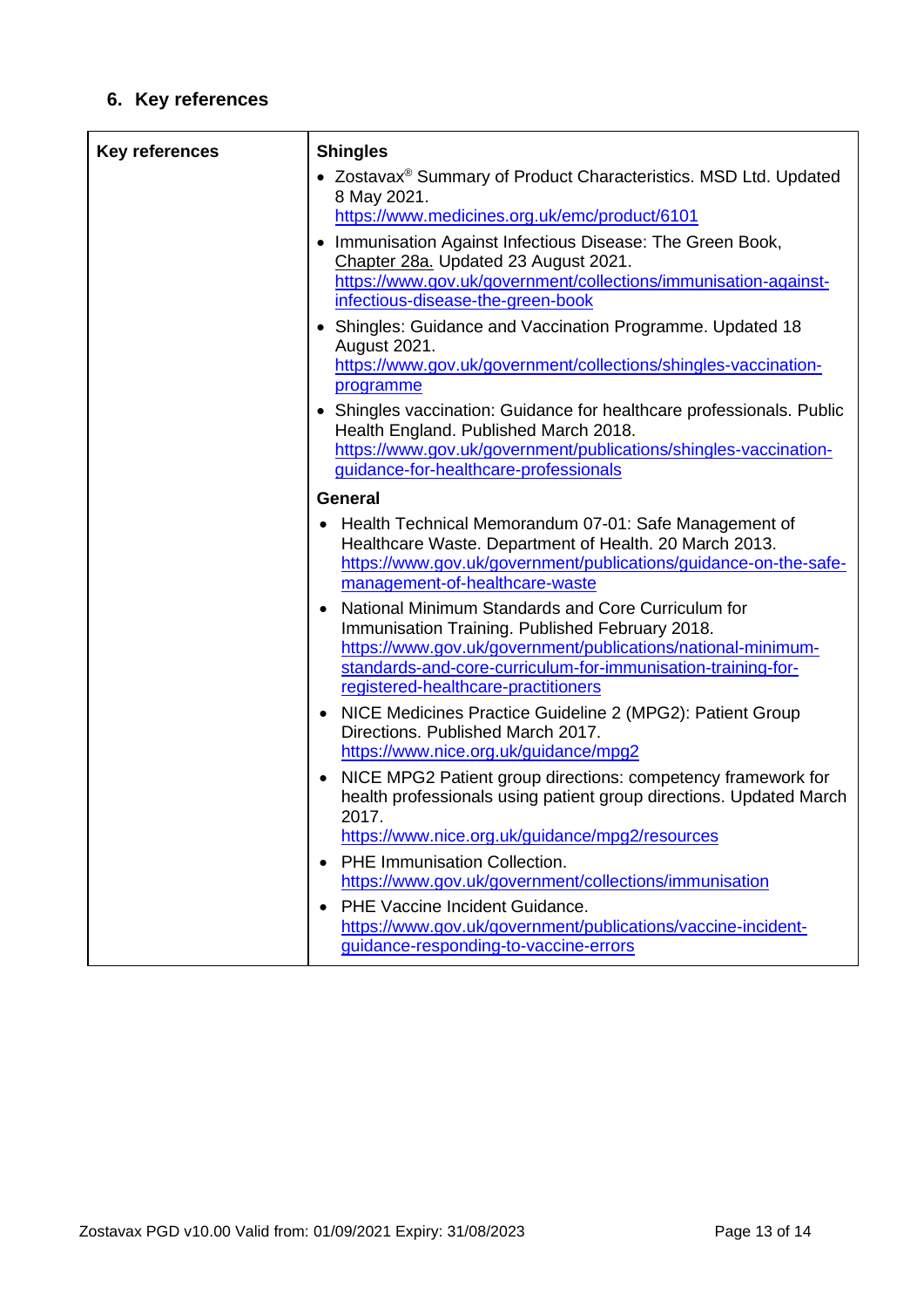## 6. Key references

| Key references | Shingles<br>• Zostavax® Summary of Product Characteristics. MSD Ltd. Updated 8 May 2021. https://www.medicines.org.uk/emc/product/6101<br>• Immunisation Against Infectious Disease: The Green Book, Chapter 28a. Updated 23 August 2021. https://www.gov.uk/government/collections/immunisation-against-infectious-disease-the-green-book<br>• Shingles: Guidance and Vaccination Programme. Updated 18 August 2021. https://www.gov.uk/government/collections/shingles-vaccination-programme<br>• Shingles vaccination: Guidance for healthcare professionals. Public Health England. Published March 2018. https://www.gov.uk/government/publications/shingles-vaccination-guidance-for-healthcare-professionals<br>General<br>• Health Technical Memorandum 07-01: Safe Management of Healthcare Waste. Department of Health. 20 March 2013. https://www.gov.uk/government/publications/guidance-on-the-safe-management-of-healthcare-waste<br>• National Minimum Standards and Core Curriculum for Immunisation Training. Published February 2018. https://www.gov.uk/government/publications/national-minimum-standards-and-core-curriculum-for-immunisation-training-for-registered-healthcare-practitioners<br>• NICE Medicines Practice Guideline 2 (MPG2): Patient Group Directions. Published March 2017. https://www.nice.org.uk/guidance/mpg2<br>• NICE MPG2 Patient group directions: competency framework for health professionals using patient group directions. Updated March 2017. https://www.nice.org.uk/guidance/mpg2/resources<br>• PHE Immunisation Collection. https://www.gov.uk/government/collections/immunisation<br>• PHE Vaccine Incident Guidance. https://www.gov.uk/government/publications/vaccine-incident-guidance-responding-to-vaccine-errors |
|---|---|

Zostavax PGD v10.00 Valid from: 01/09/2021 Expiry: 31/08/2023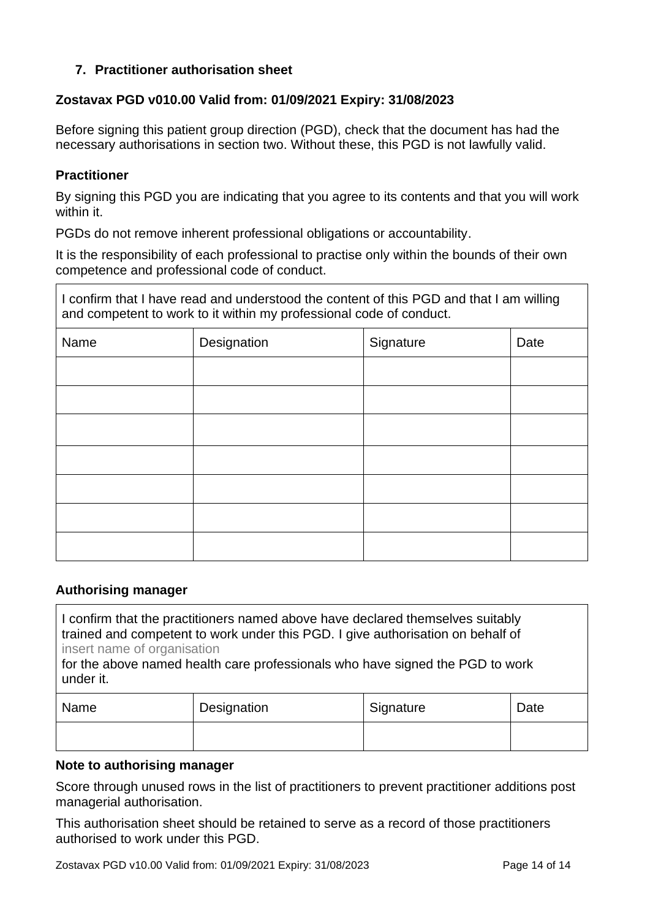## 7. Practitioner authorisation sheet

**Zostavax PGD v010.00 Valid from: 01/09/2021 Expiry: 31/08/2023**

Before signing this patient group direction (PGD), check that the document has had the necessary authorisations in section two. Without these, this PGD is not lawfully valid.

### Practitioner

By signing this PGD you are indicating that you agree to its contents and that you will work within it.

PGDs do not remove inherent professional obligations or accountability.

It is the responsibility of each professional to practise only within the bounds of their own competence and professional code of conduct.

| I confirm that I have read and understood the content of this PGD and that I am willing and competent to work to it within my professional code of conduct. | | | |
|---|---|---|---|
| Name | Designation | Signature | Date |
| | | | |
| | | | |
| | | | |
| | | | |
| | | | |
| | | | |
| | | | |

### Authorising manager

| I confirm that the practitioners named above have declared themselves suitably trained and competent to work under this PGD. I give authorisation on behalf of insert name of organisation for the above named health care professionals who have signed the PGD to work under it. | | | |
|---|---|---|---|
| Name | Designation | Signature | Date |
| | | | |

### Note to authorising manager

Score through unused rows in the list of practitioners to prevent practitioner additions post managerial authorisation.

This authorisation sheet should be retained to serve as a record of those practitioners authorised to work under this PGD.